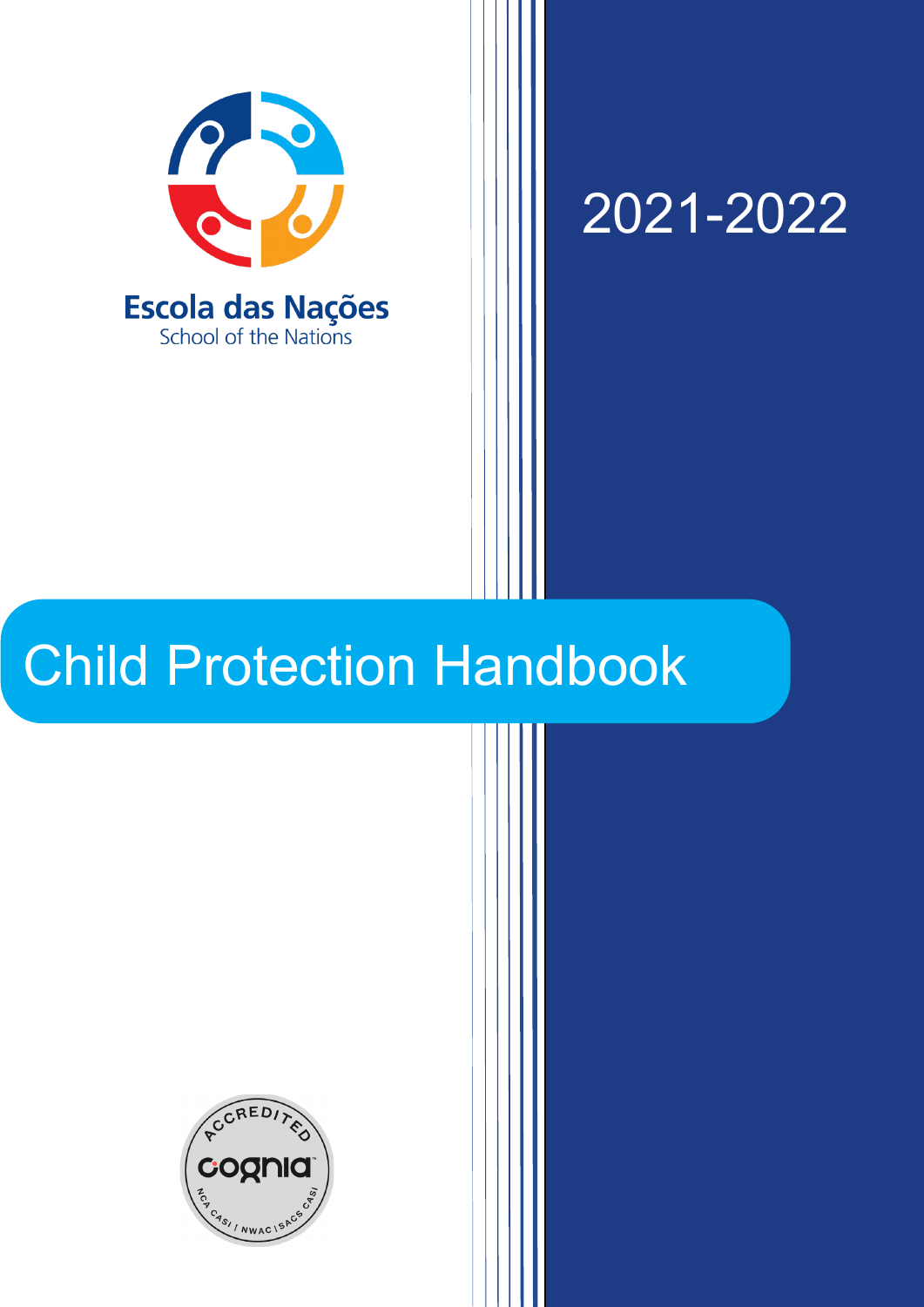Escola das Nações
School of the Nations

2021-2022

# Child Protection Handbook

ACCREDITED
cognia
NCA CASI | NWAC | SACS CASI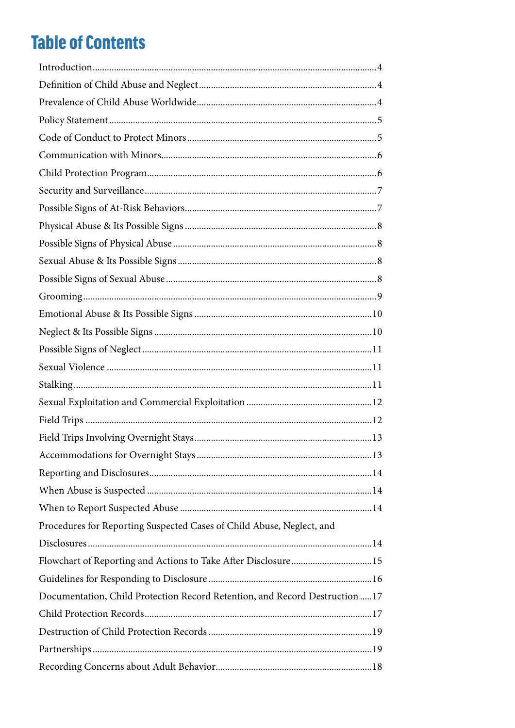# Table of Contents

Introduction....................................................................................................4

Definition of Child Abuse and Neglect.........................................................4

Prevalence of Child Abuse Worldwide..........................................................4

Policy Statement..............................................................................................5

Code of Conduct to Protect Minors...............................................................5

Communication with Minors..........................................................................6

Child Protection Program................................................................................6

Security and Surveillance.................................................................................7

Possible Signs of At-Risk Behaviors................................................................7

Physical Abuse & Its Possible Signs...............................................................8

Possible Signs of Physical Abuse....................................................................8

Sexual Abuse & Its Possible Signs..................................................................8

Possible Signs of Sexual Abuse.......................................................................8

Grooming..........................................................................................................9

Emotional Abuse & Its Possible Signs...........................................................10

Neglect & Its Possible Signs...........................................................................10

Possible Signs of Neglect................................................................................11

Sexual Violence...............................................................................................11

Stalking.............................................................................................................11

Sexual Exploitation and Commercial Exploitation.....................................12

Field Trips.........................................................................................................12

Field Trips Involving Overnight Stays...........................................................13

Accommodations for Overnight Stays..........................................................13

Reporting and Disclosures..............................................................................14

When Abuse is Suspected...............................................................................14

When to Report Suspected Abuse.................................................................14

Procedures for Reporting Suspected Cases of Child Abuse, Neglect, and Disclosures..........................................................................................................14

Flowchart of Reporting and Actions to Take After Disclosure..................15

Guidelines for Responding to Disclosure.....................................................16

Documentation, Child Protection Record Retention, and Record Destruction.....17

Child Protection Records................................................................................17

Destruction of Child Protection Records.....................................................19

Partnerships.....................................................................................................19

Recording Concerns about Adult Behavior..................................................18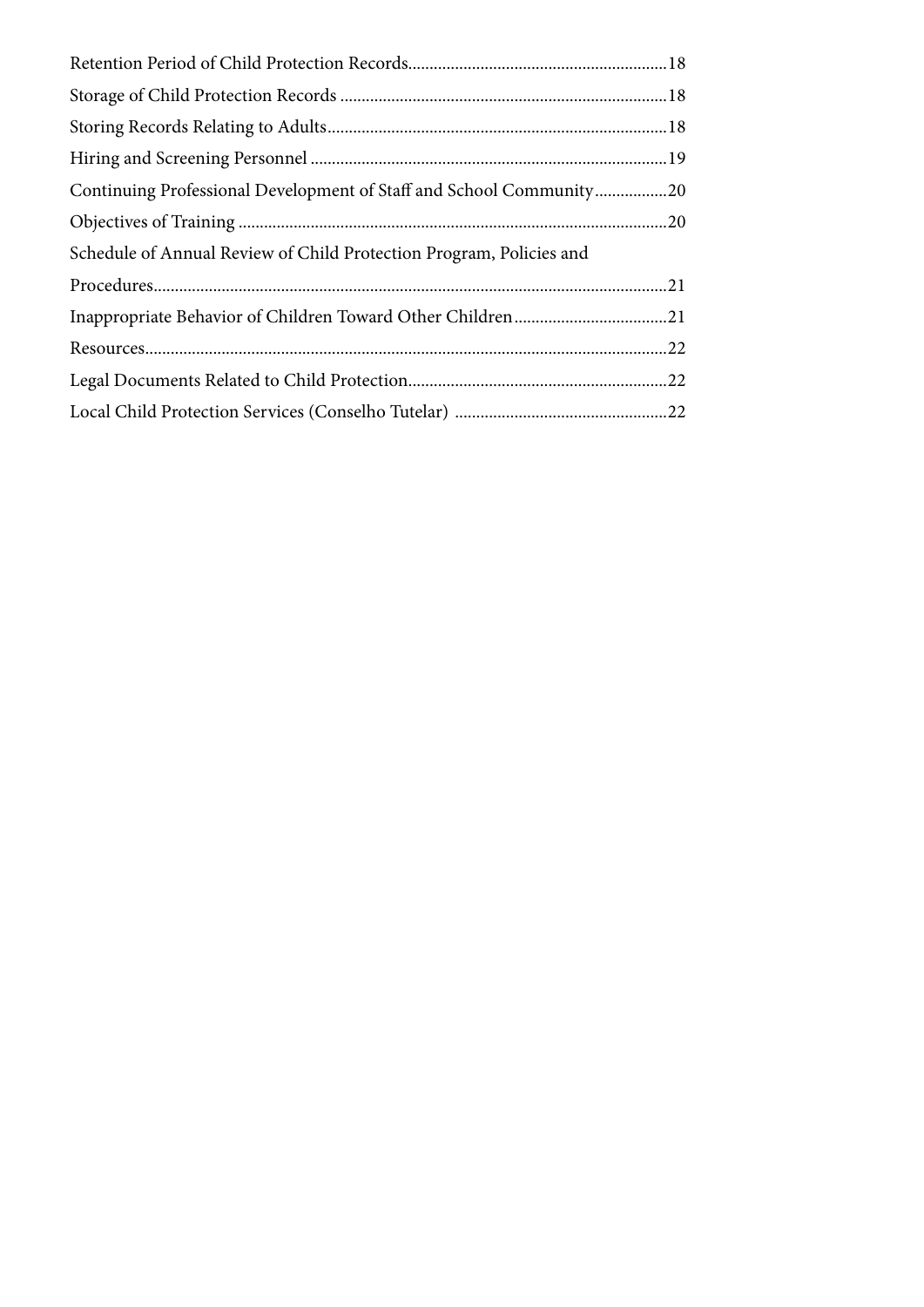Retention Period of Child Protection Records....................................................18

Storage of Child Protection Records ....................................................................18

Storing Records Relating to Adults........................................................................18

Hiring and Screening Personnel ............................................................................19

Continuing Professional Development of Staff and School Community.................20

Objectives of Training ............................................................................................20

Schedule of Annual Review of Child Protection Program, Policies and Procedures.....................................................................................................................21

Inappropriate Behavior of Children Toward Other Children...................................21

Resources..................................................................................................................22

Legal Documents Related to Child Protection........................................................22

Local Child Protection Services (Conselho Tutelar) ...............................................22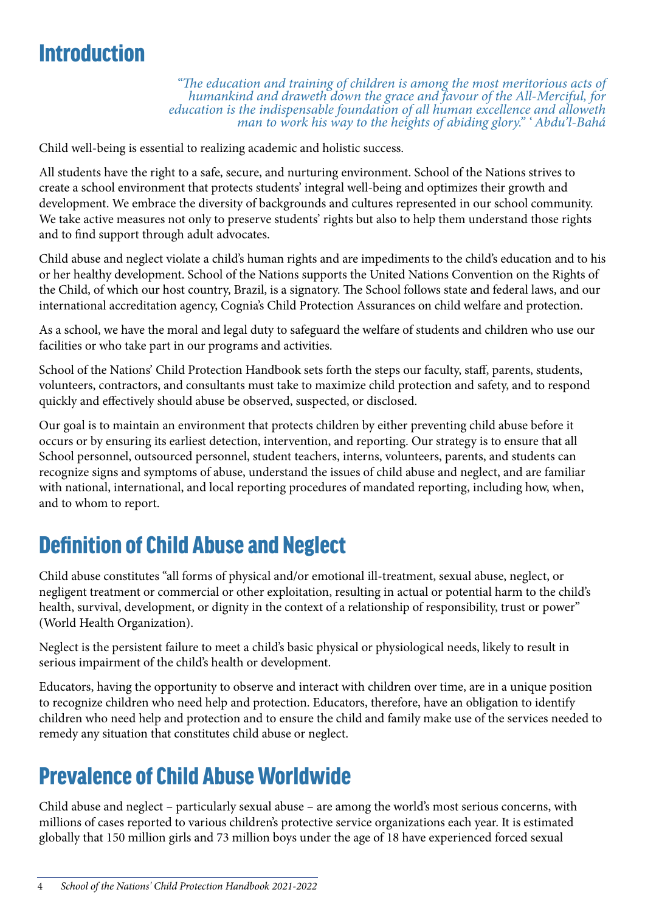# Introduction

*"The education and training of children is among the most meritorious acts of humankind and draweth down the grace and favour of the All-Merciful, for education is the indispensable foundation of all human excellence and alloweth man to work his way to the heights of abiding glory." ' Abdu'l-Bahá*

Child well-being is essential to realizing academic and holistic success.

All students have the right to a safe, secure, and nurturing environment. School of the Nations strives to create a school environment that protects students' integral well-being and optimizes their growth and development. We embrace the diversity of backgrounds and cultures represented in our school community. We take active measures not only to preserve students' rights but also to help them understand those rights and to find support through adult advocates.

Child abuse and neglect violate a child's human rights and are impediments to the child's education and to his or her healthy development. School of the Nations supports the United Nations Convention on the Rights of the Child, of which our host country, Brazil, is a signatory. The School follows state and federal laws, and our international accreditation agency, Cognia's Child Protection Assurances on child welfare and protection.

As a school, we have the moral and legal duty to safeguard the welfare of students and children who use our facilities or who take part in our programs and activities.

School of the Nations' Child Protection Handbook sets forth the steps our faculty, staff, parents, students, volunteers, contractors, and consultants must take to maximize child protection and safety, and to respond quickly and effectively should abuse be observed, suspected, or disclosed.

Our goal is to maintain an environment that protects children by either preventing child abuse before it occurs or by ensuring its earliest detection, intervention, and reporting. Our strategy is to ensure that all School personnel, outsourced personnel, student teachers, interns, volunteers, parents, and students can recognize signs and symptoms of abuse, understand the issues of child abuse and neglect, and are familiar with national, international, and local reporting procedures of mandated reporting, including how, when, and to whom to report.

# Definition of Child Abuse and Neglect

Child abuse constitutes "all forms of physical and/or emotional ill-treatment, sexual abuse, neglect, or negligent treatment or commercial or other exploitation, resulting in actual or potential harm to the child's health, survival, development, or dignity in the context of a relationship of responsibility, trust or power" (World Health Organization).

Neglect is the persistent failure to meet a child's basic physical or physiological needs, likely to result in serious impairment of the child's health or development.

Educators, having the opportunity to observe and interact with children over time, are in a unique position to recognize children who need help and protection. Educators, therefore, have an obligation to identify children who need help and protection and to ensure the child and family make use of the services needed to remedy any situation that constitutes child abuse or neglect.

# Prevalence of Child Abuse Worldwide

Child abuse and neglect – particularly sexual abuse – are among the world's most serious concerns, with millions of cases reported to various children's protective service organizations each year. It is estimated globally that 150 million girls and 73 million boys under the age of 18 have experienced forced sexual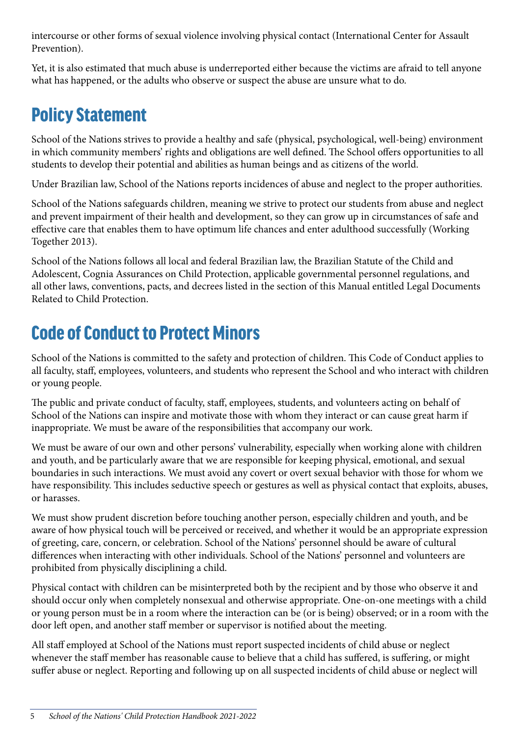intercourse or other forms of sexual violence involving physical contact (International Center for Assault Prevention).

Yet, it is also estimated that much abuse is underreported either because the victims are afraid to tell anyone what has happened, or the adults who observe or suspect the abuse are unsure what to do.

## Policy Statement

School of the Nations strives to provide a healthy and safe (physical, psychological, well-being) environment in which community members' rights and obligations are well defined. The School offers opportunities to all students to develop their potential and abilities as human beings and as citizens of the world.

Under Brazilian law, School of the Nations reports incidences of abuse and neglect to the proper authorities.

School of the Nations safeguards children, meaning we strive to protect our students from abuse and neglect and prevent impairment of their health and development, so they can grow up in circumstances of safe and effective care that enables them to have optimum life chances and enter adulthood successfully (Working Together 2013).

School of the Nations follows all local and federal Brazilian law, the Brazilian Statute of the Child and Adolescent, Cognia Assurances on Child Protection, applicable governmental personnel regulations, and all other laws, conventions, pacts, and decrees listed in the section of this Manual entitled Legal Documents Related to Child Protection.

## Code of Conduct to Protect Minors

School of the Nations is committed to the safety and protection of children. This Code of Conduct applies to all faculty, staff, employees, volunteers, and students who represent the School and who interact with children or young people.

The public and private conduct of faculty, staff, employees, students, and volunteers acting on behalf of School of the Nations can inspire and motivate those with whom they interact or can cause great harm if inappropriate. We must be aware of the responsibilities that accompany our work.

We must be aware of our own and other persons' vulnerability, especially when working alone with children and youth, and be particularly aware that we are responsible for keeping physical, emotional, and sexual boundaries in such interactions. We must avoid any covert or overt sexual behavior with those for whom we have responsibility. This includes seductive speech or gestures as well as physical contact that exploits, abuses, or harasses.

We must show prudent discretion before touching another person, especially children and youth, and be aware of how physical touch will be perceived or received, and whether it would be an appropriate expression of greeting, care, concern, or celebration. School of the Nations' personnel should be aware of cultural differences when interacting with other individuals. School of the Nations' personnel and volunteers are prohibited from physically disciplining a child.

Physical contact with children can be misinterpreted both by the recipient and by those who observe it and should occur only when completely nonsexual and otherwise appropriate. One-on-one meetings with a child or young person must be in a room where the interaction can be (or is being) observed; or in a room with the door left open, and another staff member or supervisor is notified about the meeting.

All staff employed at School of the Nations must report suspected incidents of child abuse or neglect whenever the staff member has reasonable cause to believe that a child has suffered, is suffering, or might suffer abuse or neglect. Reporting and following up on all suspected incidents of child abuse or neglect will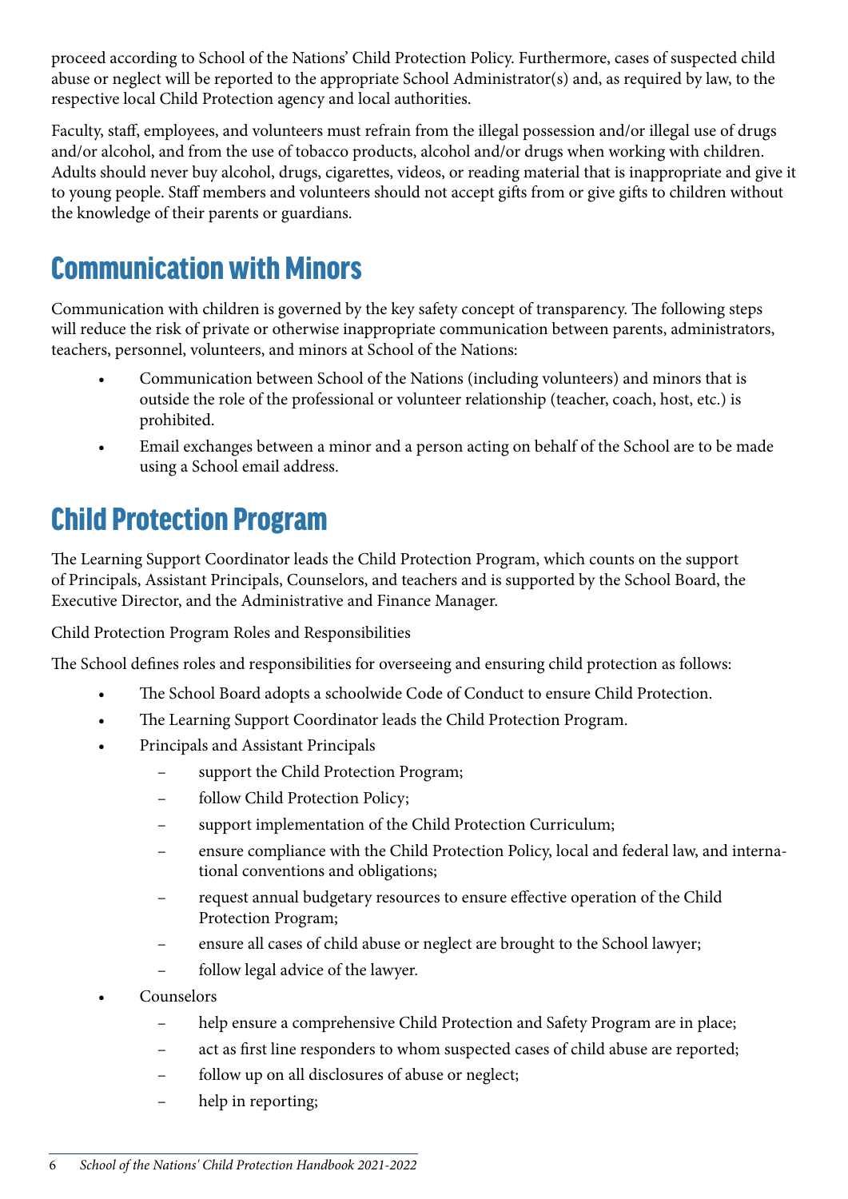proceed according to School of the Nations' Child Protection Policy. Furthermore, cases of suspected child abuse or neglect will be reported to the appropriate School Administrator(s) and, as required by law, to the respective local Child Protection agency and local authorities.

Faculty, staff, employees, and volunteers must refrain from the illegal possession and/or illegal use of drugs and/or alcohol, and from the use of tobacco products, alcohol and/or drugs when working with children. Adults should never buy alcohol, drugs, cigarettes, videos, or reading material that is inappropriate and give it to young people. Staff members and volunteers should not accept gifts from or give gifts to children without the knowledge of their parents or guardians.

## Communication with Minors

Communication with children is governed by the key safety concept of transparency. The following steps will reduce the risk of private or otherwise inappropriate communication between parents, administrators, teachers, personnel, volunteers, and minors at School of the Nations:

- Communication between School of the Nations (including volunteers) and minors that is outside the role of the professional or volunteer relationship (teacher, coach, host, etc.) is prohibited.
- Email exchanges between a minor and a person acting on behalf of the School are to be made using a School email address.

## Child Protection Program

The Learning Support Coordinator leads the Child Protection Program, which counts on the support of Principals, Assistant Principals, Counselors, and teachers and is supported by the School Board, the Executive Director, and the Administrative and Finance Manager.

Child Protection Program Roles and Responsibilities

The School defines roles and responsibilities for overseeing and ensuring child protection as follows:

- The School Board adopts a schoolwide Code of Conduct to ensure Child Protection.
- The Learning Support Coordinator leads the Child Protection Program.
- Principals and Assistant Principals
  - support the Child Protection Program;
  - follow Child Protection Policy;
  - support implementation of the Child Protection Curriculum;
  - ensure compliance with the Child Protection Policy, local and federal law, and international conventions and obligations;
  - request annual budgetary resources to ensure effective operation of the Child Protection Program;
  - ensure all cases of child abuse or neglect are brought to the School lawyer;
  - follow legal advice of the lawyer.
- Counselors
  - help ensure a comprehensive Child Protection and Safety Program are in place;
  - act as first line responders to whom suspected cases of child abuse are reported;
  - follow up on all disclosures of abuse or neglect;
  - help in reporting;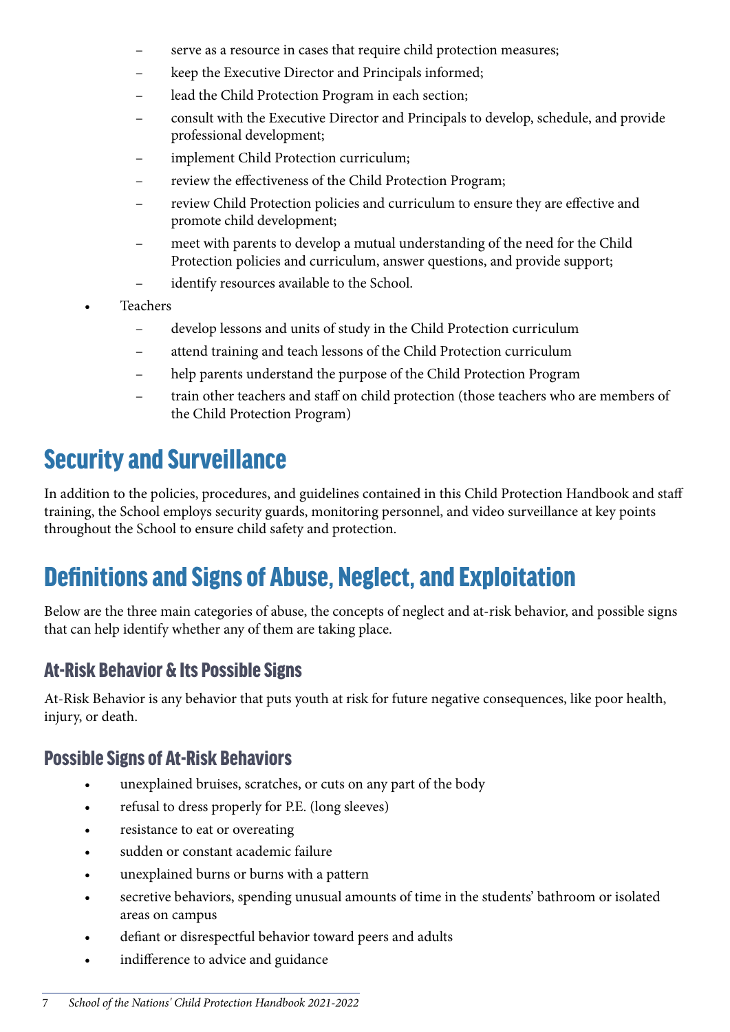- serve as a resource in cases that require child protection measures;
  - keep the Executive Director and Principals informed;
  - lead the Child Protection Program in each section;
  - consult with the Executive Director and Principals to develop, schedule, and provide professional development;
  - implement Child Protection curriculum;
  - review the effectiveness of the Child Protection Program;
  - review Child Protection policies and curriculum to ensure they are effective and promote child development;
  - meet with parents to develop a mutual understanding of the need for the Child Protection policies and curriculum, answer questions, and provide support;
  - identify resources available to the School.
- Teachers
  - develop lessons and units of study in the Child Protection curriculum
  - attend training and teach lessons of the Child Protection curriculum
  - help parents understand the purpose of the Child Protection Program
  - train other teachers and staff on child protection (those teachers who are members of the Child Protection Program)

# Security and Surveillance

In addition to the policies, procedures, and guidelines contained in this Child Protection Handbook and staff training, the School employs security guards, monitoring personnel, and video surveillance at key points throughout the School to ensure child safety and protection.

# Definitions and Signs of Abuse, Neglect, and Exploitation

Below are the three main categories of abuse, the concepts of neglect and at-risk behavior, and possible signs that can help identify whether any of them are taking place.

## At-Risk Behavior & Its Possible Signs

At-Risk Behavior is any behavior that puts youth at risk for future negative consequences, like poor health, injury, or death.

## Possible Signs of At-Risk Behaviors

- unexplained bruises, scratches, or cuts on any part of the body
- refusal to dress properly for P.E. (long sleeves)
- resistance to eat or overeating
- sudden or constant academic failure
- unexplained burns or burns with a pattern
- secretive behaviors, spending unusual amounts of time in the students' bathroom or isolated areas on campus
- defiant or disrespectful behavior toward peers and adults
- indifference to advice and guidance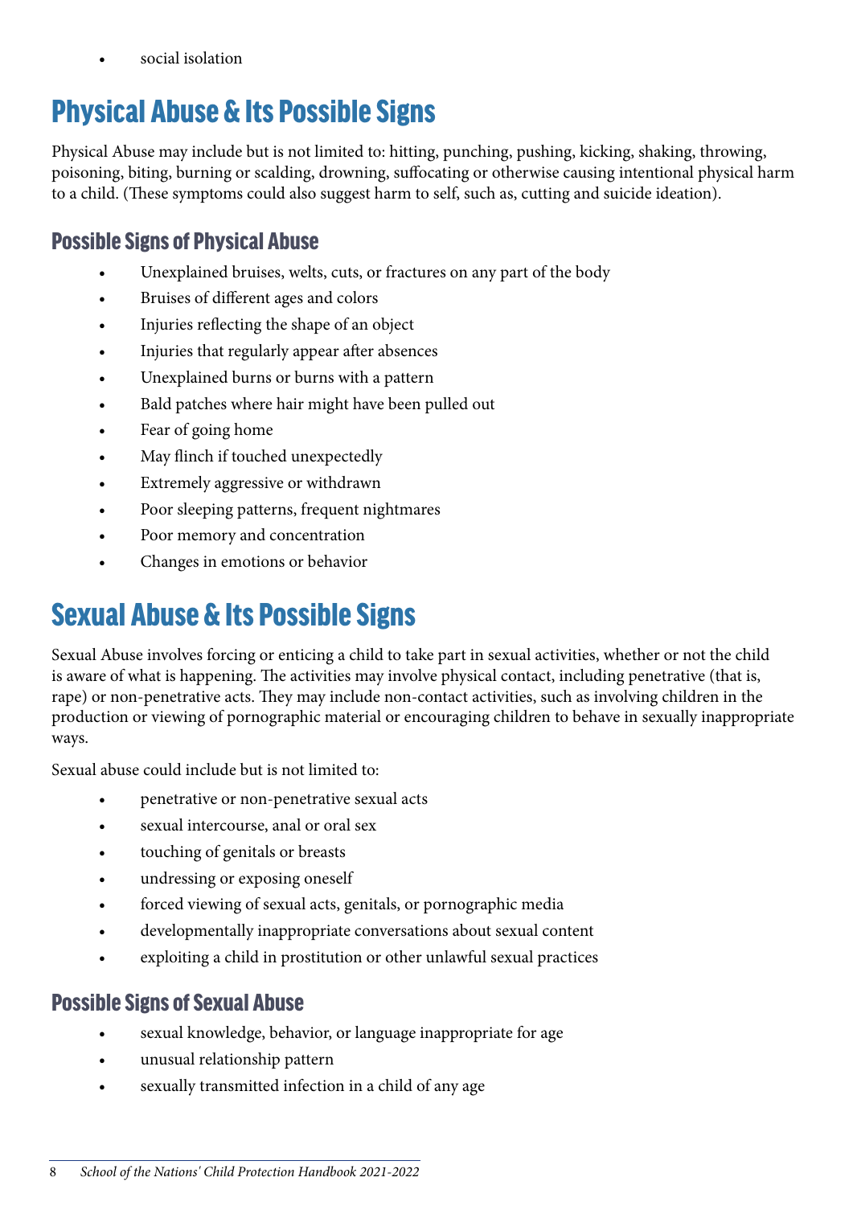- social isolation

# Physical Abuse & Its Possible Signs

Physical Abuse may include but is not limited to: hitting, punching, pushing, kicking, shaking, throwing, poisoning, biting, burning or scalding, drowning, suffocating or otherwise causing intentional physical harm to a child. (These symptoms could also suggest harm to self, such as, cutting and suicide ideation).

## Possible Signs of Physical Abuse

- Unexplained bruises, welts, cuts, or fractures on any part of the body
- Bruises of different ages and colors
- Injuries reflecting the shape of an object
- Injuries that regularly appear after absences
- Unexplained burns or burns with a pattern
- Bald patches where hair might have been pulled out
- Fear of going home
- May flinch if touched unexpectedly
- Extremely aggressive or withdrawn
- Poor sleeping patterns, frequent nightmares
- Poor memory and concentration
- Changes in emotions or behavior

# Sexual Abuse & Its Possible Signs

Sexual Abuse involves forcing or enticing a child to take part in sexual activities, whether or not the child is aware of what is happening. The activities may involve physical contact, including penetrative (that is, rape) or non-penetrative acts. They may include non-contact activities, such as involving children in the production or viewing of pornographic material or encouraging children to behave in sexually inappropriate ways.

Sexual abuse could include but is not limited to:

- penetrative or non-penetrative sexual acts
- sexual intercourse, anal or oral sex
- touching of genitals or breasts
- undressing or exposing oneself
- forced viewing of sexual acts, genitals, or pornographic media
- developmentally inappropriate conversations about sexual content
- exploiting a child in prostitution or other unlawful sexual practices

## Possible Signs of Sexual Abuse

- sexual knowledge, behavior, or language inappropriate for age
- unusual relationship pattern
- sexually transmitted infection in a child of any age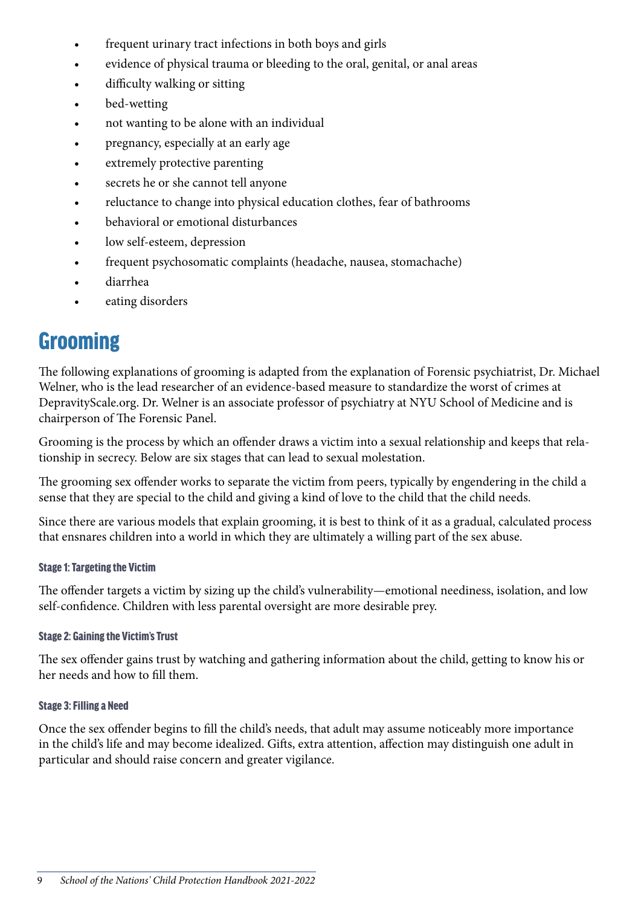- frequent urinary tract infections in both boys and girls
- evidence of physical trauma or bleeding to the oral, genital, or anal areas
- difficulty walking or sitting
- bed-wetting
- not wanting to be alone with an individual
- pregnancy, especially at an early age
- extremely protective parenting
- secrets he or she cannot tell anyone
- reluctance to change into physical education clothes, fear of bathrooms
- behavioral or emotional disturbances
- low self-esteem, depression
- frequent psychosomatic complaints (headache, nausea, stomachache)
- diarrhea
- eating disorders

## Grooming

The following explanations of grooming is adapted from the explanation of Forensic psychiatrist, Dr. Michael Welner, who is the lead researcher of an evidence-based measure to standardize the worst of crimes at DepravityScale.org. Dr. Welner is an associate professor of psychiatry at NYU School of Medicine and is chairperson of The Forensic Panel.

Grooming is the process by which an offender draws a victim into a sexual relationship and keeps that relationship in secrecy. Below are six stages that can lead to sexual molestation.

The grooming sex offender works to separate the victim from peers, typically by engendering in the child a sense that they are special to the child and giving a kind of love to the child that the child needs.

Since there are various models that explain grooming, it is best to think of it as a gradual, calculated process that ensnares children into a world in which they are ultimately a willing part of the sex abuse.

#### Stage 1: Targeting the Victim

The offender targets a victim by sizing up the child's vulnerability—emotional neediness, isolation, and low self-confidence. Children with less parental oversight are more desirable prey.

#### Stage 2: Gaining the Victim's Trust

The sex offender gains trust by watching and gathering information about the child, getting to know his or her needs and how to fill them.

#### Stage 3: Filling a Need

Once the sex offender begins to fill the child's needs, that adult may assume noticeably more importance in the child's life and may become idealized. Gifts, extra attention, affection may distinguish one adult in particular and should raise concern and greater vigilance.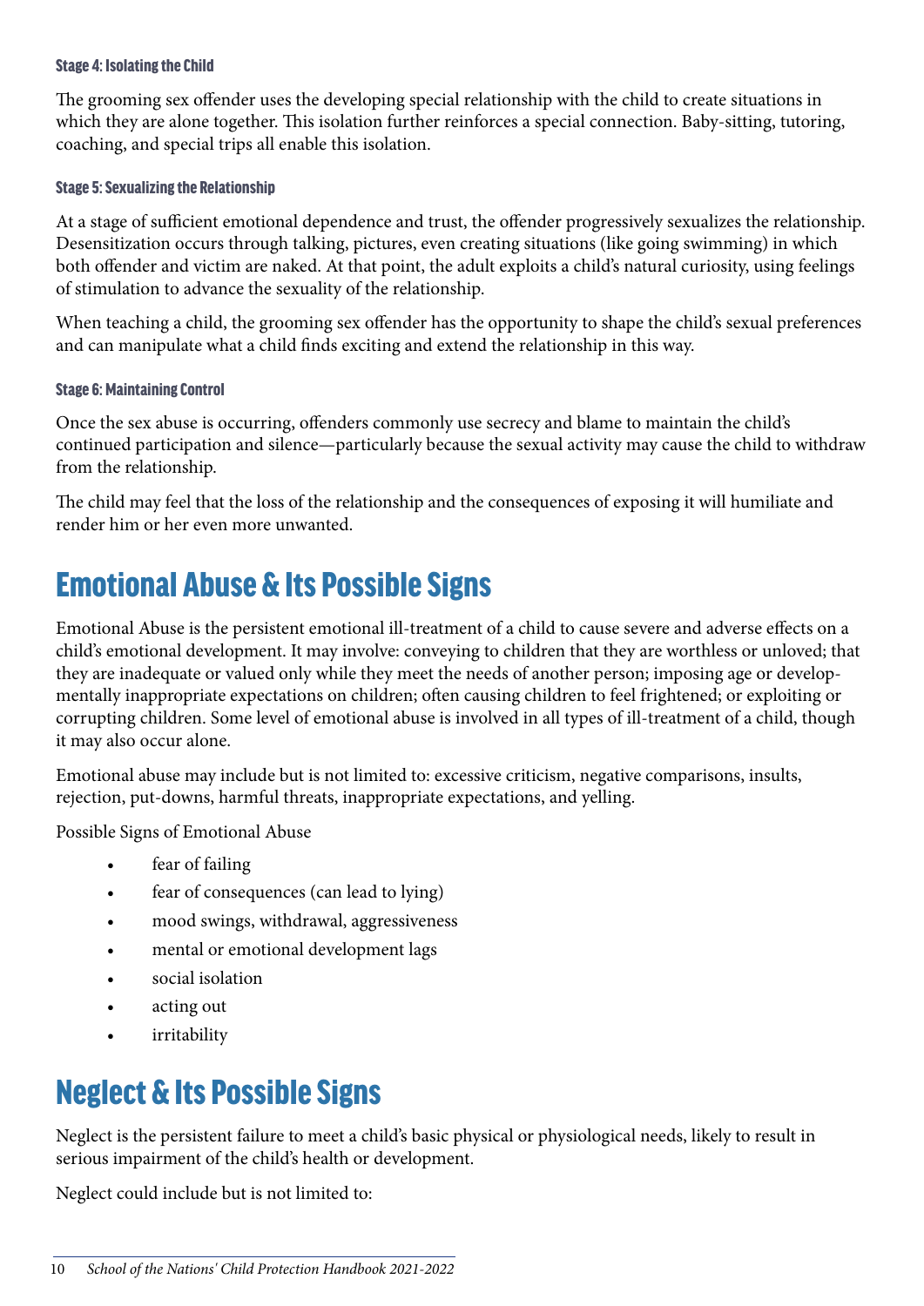#### Stage 4: Isolating the Child

The grooming sex offender uses the developing special relationship with the child to create situations in which they are alone together. This isolation further reinforces a special connection. Baby-sitting, tutoring, coaching, and special trips all enable this isolation.

#### Stage 5: Sexualizing the Relationship

At a stage of sufficient emotional dependence and trust, the offender progressively sexualizes the relationship. Desensitization occurs through talking, pictures, even creating situations (like going swimming) in which both offender and victim are naked. At that point, the adult exploits a child's natural curiosity, using feelings of stimulation to advance the sexuality of the relationship.

When teaching a child, the grooming sex offender has the opportunity to shape the child's sexual preferences and can manipulate what a child finds exciting and extend the relationship in this way.

#### Stage 6: Maintaining Control

Once the sex abuse is occurring, offenders commonly use secrecy and blame to maintain the child's continued participation and silence—particularly because the sexual activity may cause the child to withdraw from the relationship.

The child may feel that the loss of the relationship and the consequences of exposing it will humiliate and render him or her even more unwanted.

## Emotional Abuse & Its Possible Signs

Emotional Abuse is the persistent emotional ill-treatment of a child to cause severe and adverse effects on a child's emotional development. It may involve: conveying to children that they are worthless or unloved; that they are inadequate or valued only while they meet the needs of another person; imposing age or developmentally inappropriate expectations on children; often causing children to feel frightened; or exploiting or corrupting children. Some level of emotional abuse is involved in all types of ill-treatment of a child, though it may also occur alone.

Emotional abuse may include but is not limited to: excessive criticism, negative comparisons, insults, rejection, put-downs, harmful threats, inappropriate expectations, and yelling.

Possible Signs of Emotional Abuse

- fear of failing
- fear of consequences (can lead to lying)
- mood swings, withdrawal, aggressiveness
- mental or emotional development lags
- social isolation
- acting out
- irritability

## Neglect & Its Possible Signs

Neglect is the persistent failure to meet a child's basic physical or physiological needs, likely to result in serious impairment of the child's health or development.

Neglect could include but is not limited to: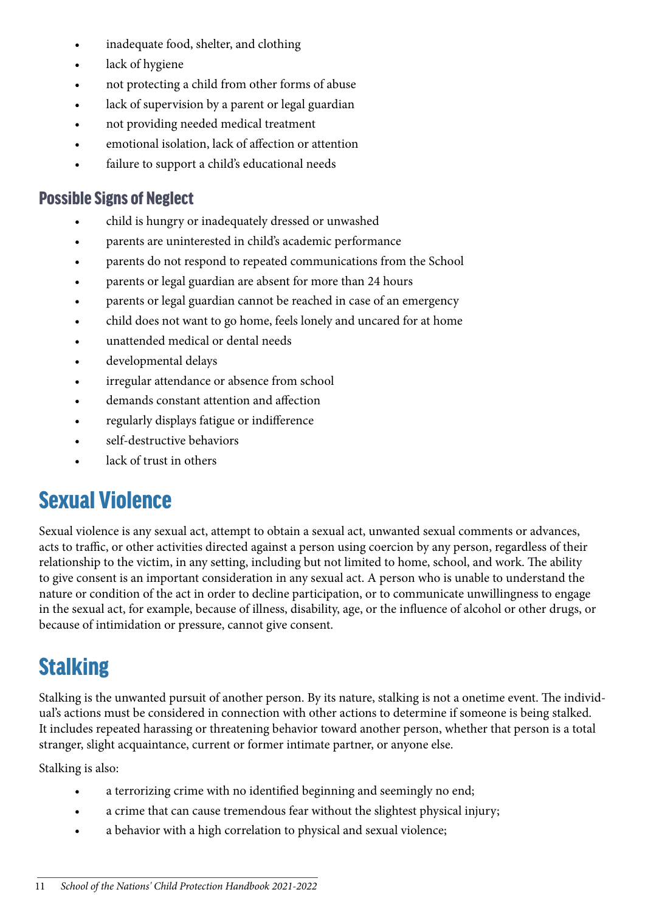- inadequate food, shelter, and clothing
- lack of hygiene
- not protecting a child from other forms of abuse
- lack of supervision by a parent or legal guardian
- not providing needed medical treatment
- emotional isolation, lack of affection or attention
- failure to support a child's educational needs

### Possible Signs of Neglect

- child is hungry or inadequately dressed or unwashed
- parents are uninterested in child's academic performance
- parents do not respond to repeated communications from the School
- parents or legal guardian are absent for more than 24 hours
- parents or legal guardian cannot be reached in case of an emergency
- child does not want to go home, feels lonely and uncared for at home
- unattended medical or dental needs
- developmental delays
- irregular attendance or absence from school
- demands constant attention and affection
- regularly displays fatigue or indifference
- self-destructive behaviors
- lack of trust in others

## Sexual Violence

Sexual violence is any sexual act, attempt to obtain a sexual act, unwanted sexual comments or advances, acts to traffic, or other activities directed against a person using coercion by any person, regardless of their relationship to the victim, in any setting, including but not limited to home, school, and work. The ability to give consent is an important consideration in any sexual act. A person who is unable to understand the nature or condition of the act in order to decline participation, or to communicate unwillingness to engage in the sexual act, for example, because of illness, disability, age, or the influence of alcohol or other drugs, or because of intimidation or pressure, cannot give consent.

## Stalking

Stalking is the unwanted pursuit of another person. By its nature, stalking is not a onetime event. The individual's actions must be considered in connection with other actions to determine if someone is being stalked. It includes repeated harassing or threatening behavior toward another person, whether that person is a total stranger, slight acquaintance, current or former intimate partner, or anyone else.

Stalking is also:

- a terrorizing crime with no identified beginning and seemingly no end;
- a crime that can cause tremendous fear without the slightest physical injury;
- a behavior with a high correlation to physical and sexual violence;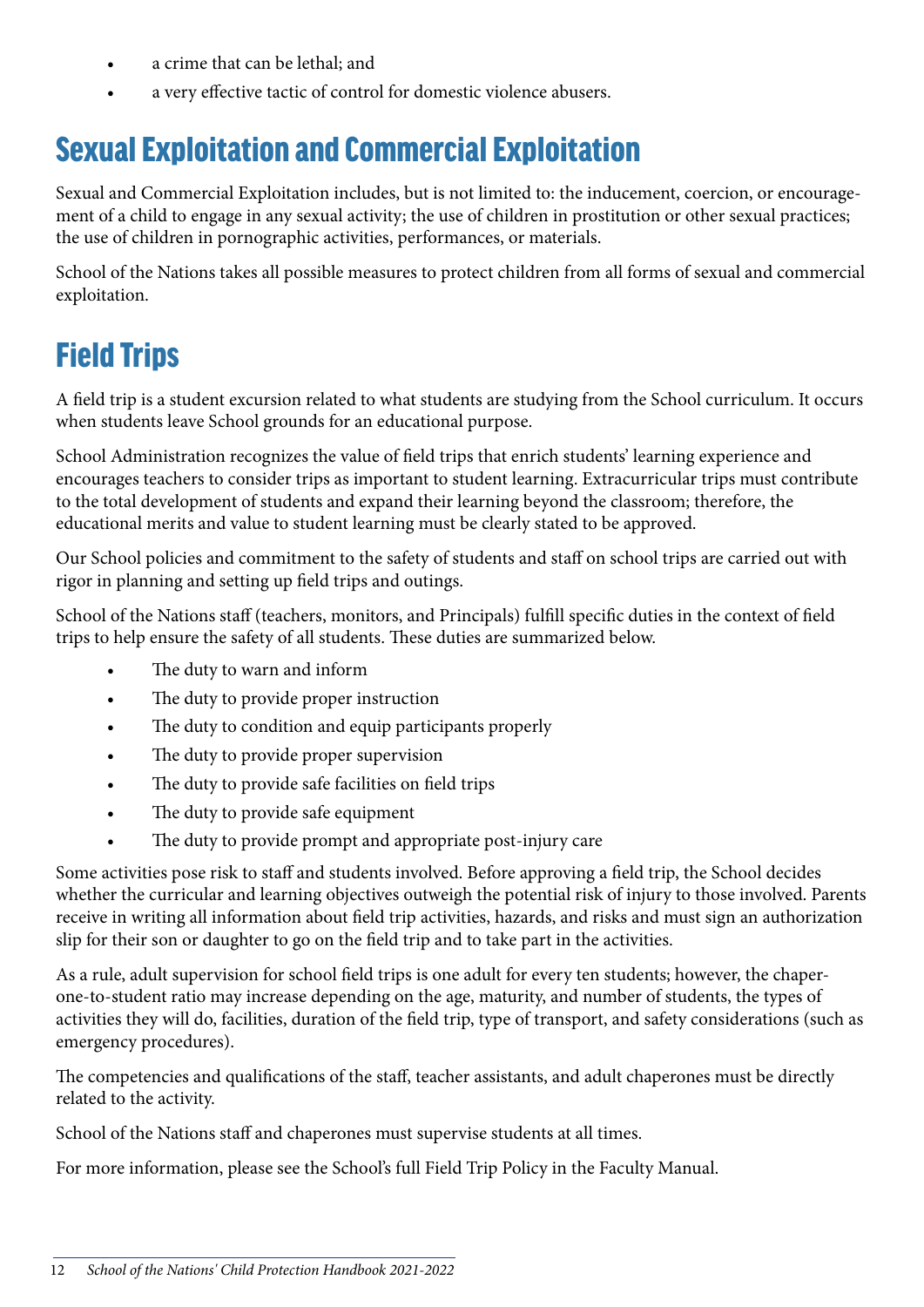- a crime that can be lethal; and
- a very effective tactic of control for domestic violence abusers.

# Sexual Exploitation and Commercial Exploitation

Sexual and Commercial Exploitation includes, but is not limited to: the inducement, coercion, or encouragement of a child to engage in any sexual activity; the use of children in prostitution or other sexual practices; the use of children in pornographic activities, performances, or materials.

School of the Nations takes all possible measures to protect children from all forms of sexual and commercial exploitation.

# Field Trips

A field trip is a student excursion related to what students are studying from the School curriculum. It occurs when students leave School grounds for an educational purpose.

School Administration recognizes the value of field trips that enrich students' learning experience and encourages teachers to consider trips as important to student learning. Extracurricular trips must contribute to the total development of students and expand their learning beyond the classroom; therefore, the educational merits and value to student learning must be clearly stated to be approved.

Our School policies and commitment to the safety of students and staff on school trips are carried out with rigor in planning and setting up field trips and outings.

School of the Nations staff (teachers, monitors, and Principals) fulfill specific duties in the context of field trips to help ensure the safety of all students. These duties are summarized below.

- The duty to warn and inform
- The duty to provide proper instruction
- The duty to condition and equip participants properly
- The duty to provide proper supervision
- The duty to provide safe facilities on field trips
- The duty to provide safe equipment
- The duty to provide prompt and appropriate post-injury care

Some activities pose risk to staff and students involved. Before approving a field trip, the School decides whether the curricular and learning objectives outweigh the potential risk of injury to those involved. Parents receive in writing all information about field trip activities, hazards, and risks and must sign an authorization slip for their son or daughter to go on the field trip and to take part in the activities.

As a rule, adult supervision for school field trips is one adult for every ten students; however, the chaperone-to-student ratio may increase depending on the age, maturity, and number of students, the types of activities they will do, facilities, duration of the field trip, type of transport, and safety considerations (such as emergency procedures).

The competencies and qualifications of the staff, teacher assistants, and adult chaperones must be directly related to the activity.

School of the Nations staff and chaperones must supervise students at all times.

For more information, please see the School's full Field Trip Policy in the Faculty Manual.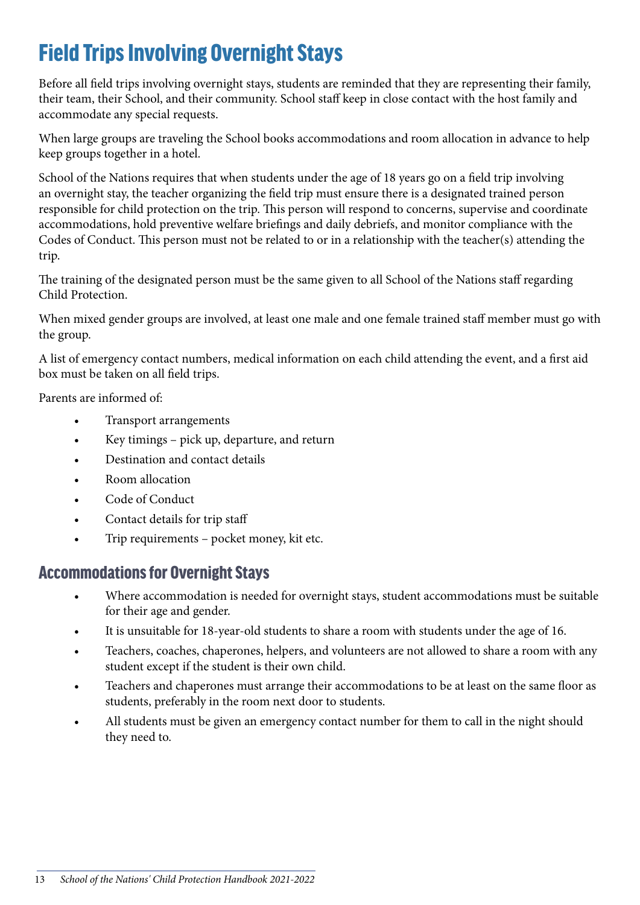# Field Trips Involving Overnight Stays

Before all field trips involving overnight stays, students are reminded that they are representing their family, their team, their School, and their community. School staff keep in close contact with the host family and accommodate any special requests.

When large groups are traveling the School books accommodations and room allocation in advance to help keep groups together in a hotel.

School of the Nations requires that when students under the age of 18 years go on a field trip involving an overnight stay, the teacher organizing the field trip must ensure there is a designated trained person responsible for child protection on the trip. This person will respond to concerns, supervise and coordinate accommodations, hold preventive welfare briefings and daily debriefs, and monitor compliance with the Codes of Conduct. This person must not be related to or in a relationship with the teacher(s) attending the trip.

The training of the designated person must be the same given to all School of the Nations staff regarding Child Protection.

When mixed gender groups are involved, at least one male and one female trained staff member must go with the group.

A list of emergency contact numbers, medical information on each child attending the event, and a first aid box must be taken on all field trips.

Parents are informed of:

- Transport arrangements
- Key timings – pick up, departure, and return
- Destination and contact details
- Room allocation
- Code of Conduct
- Contact details for trip staff
- Trip requirements – pocket money, kit etc.

## Accommodations for Overnight Stays

- Where accommodation is needed for overnight stays, student accommodations must be suitable for their age and gender.
- It is unsuitable for 18-year-old students to share a room with students under the age of 16.
- Teachers, coaches, chaperones, helpers, and volunteers are not allowed to share a room with any student except if the student is their own child.
- Teachers and chaperones must arrange their accommodations to be at least on the same floor as students, preferably in the room next door to students.
- All students must be given an emergency contact number for them to call in the night should they need to.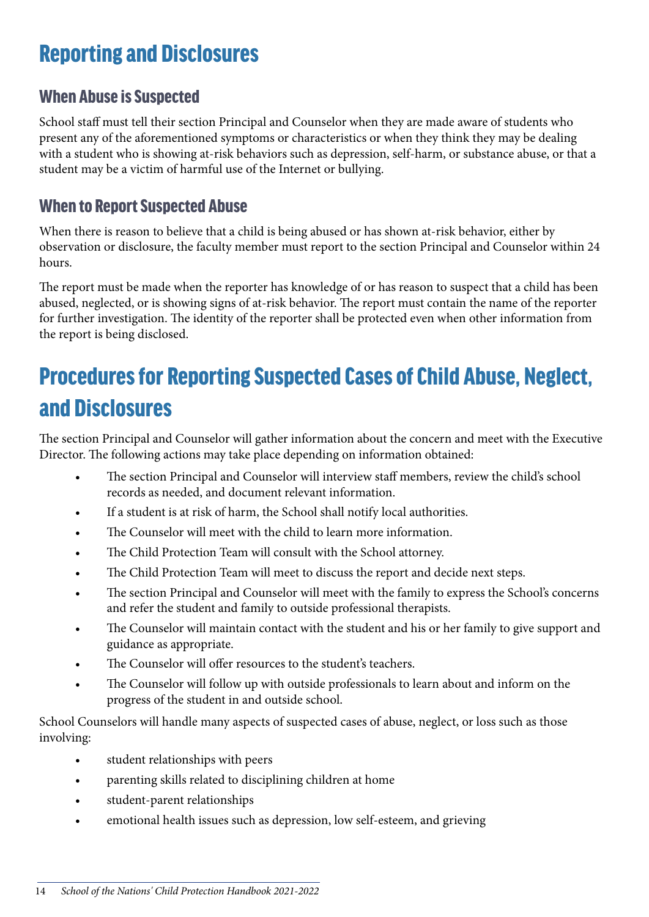# Reporting and Disclosures

## When Abuse is Suspected

School staff must tell their section Principal and Counselor when they are made aware of students who present any of the aforementioned symptoms or characteristics or when they think they may be dealing with a student who is showing at-risk behaviors such as depression, self-harm, or substance abuse, or that a student may be a victim of harmful use of the Internet or bullying.

## When to Report Suspected Abuse

When there is reason to believe that a child is being abused or has shown at-risk behavior, either by observation or disclosure, the faculty member must report to the section Principal and Counselor within 24 hours.

The report must be made when the reporter has knowledge of or has reason to suspect that a child has been abused, neglected, or is showing signs of at-risk behavior. The report must contain the name of the reporter for further investigation. The identity of the reporter shall be protected even when other information from the report is being disclosed.

# Procedures for Reporting Suspected Cases of Child Abuse, Neglect, and Disclosures

The section Principal and Counselor will gather information about the concern and meet with the Executive Director. The following actions may take place depending on information obtained:

- The section Principal and Counselor will interview staff members, review the child's school records as needed, and document relevant information.
- If a student is at risk of harm, the School shall notify local authorities.
- The Counselor will meet with the child to learn more information.
- The Child Protection Team will consult with the School attorney.
- The Child Protection Team will meet to discuss the report and decide next steps.
- The section Principal and Counselor will meet with the family to express the School's concerns and refer the student and family to outside professional therapists.
- The Counselor will maintain contact with the student and his or her family to give support and guidance as appropriate.
- The Counselor will offer resources to the student's teachers.
- The Counselor will follow up with outside professionals to learn about and inform on the progress of the student in and outside school.

School Counselors will handle many aspects of suspected cases of abuse, neglect, or loss such as those involving:

- student relationships with peers
- parenting skills related to disciplining children at home
- student-parent relationships
- emotional health issues such as depression, low self-esteem, and grieving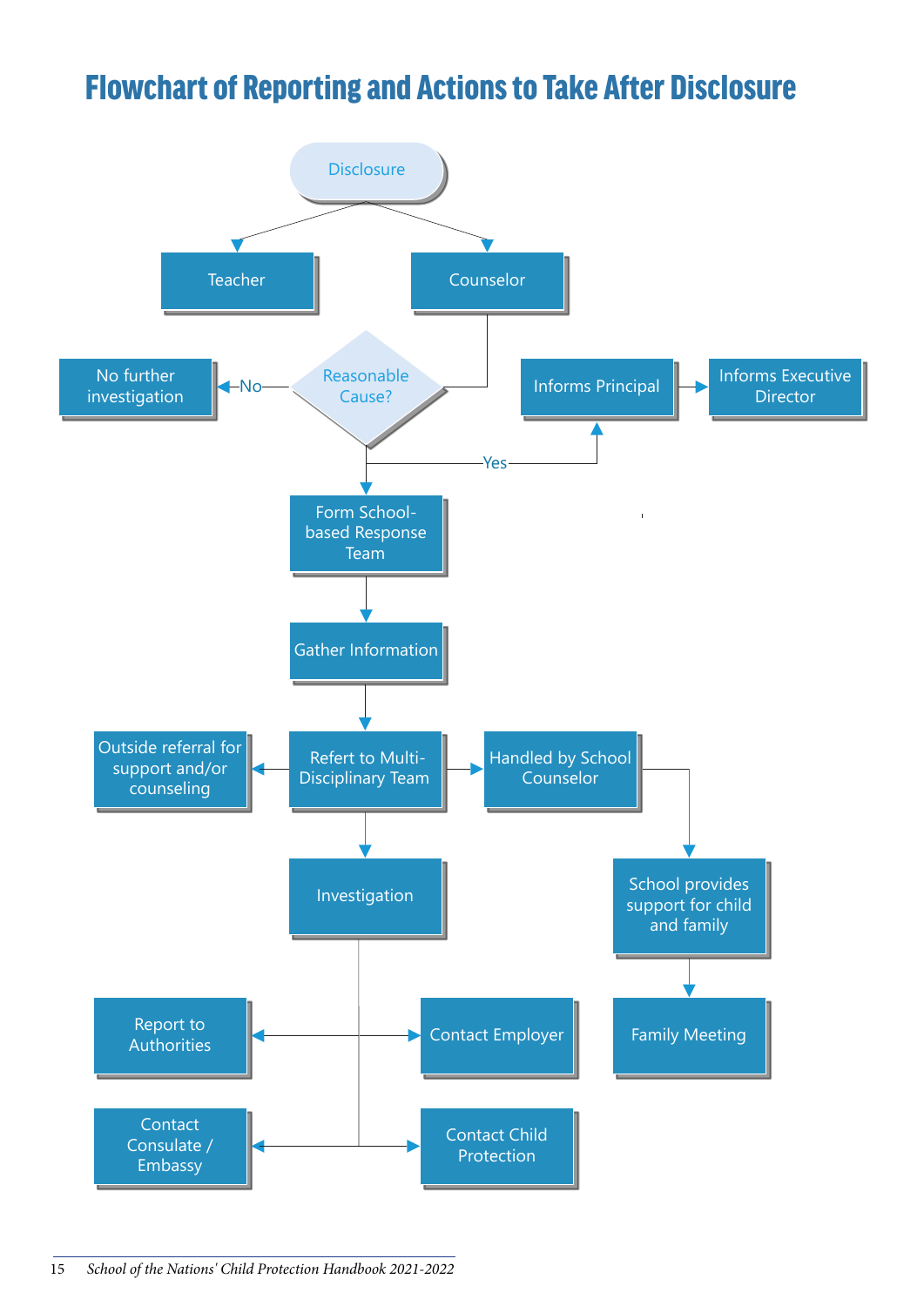# Flowchart of Reporting and Actions to Take After Disclosure

- Disclosure
  - Teacher
  - Counselor
- Reasonable Cause?
  - No → No further investigation
  - Yes → Informs Principal → Informs Executive Director
  - Yes → Form School-based Response Team
- Form School-based Response Team → Gather Information
- Gather Information → Refert to Multi-Disciplinary Team
- Refert to Multi-Disciplinary Team
  - → Outside referral for support and/or counseling
  - → Handled by School Counselor → School provides support for child and family → Family Meeting
  - → Investigation
- Investigation
  - → Report to Authorities
  - → Contact Employer
  - → Contact Consulate / Embassy
  - → Contact Child Protection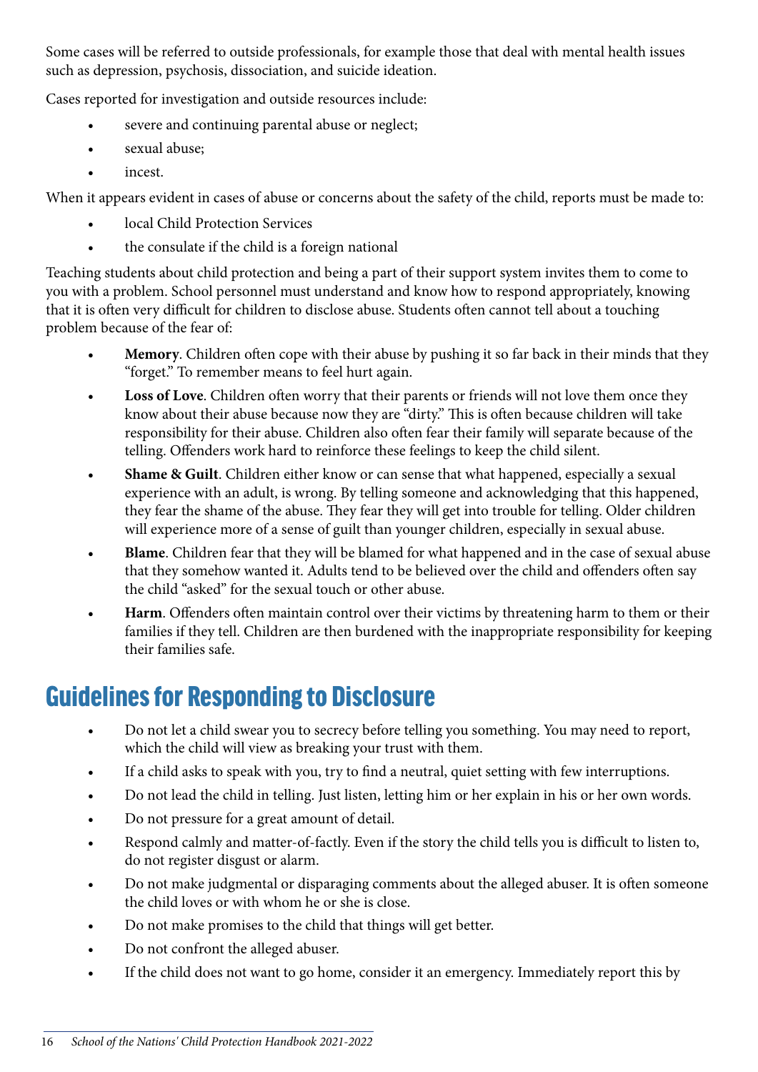Some cases will be referred to outside professionals, for example those that deal with mental health issues such as depression, psychosis, dissociation, and suicide ideation.

Cases reported for investigation and outside resources include:

- severe and continuing parental abuse or neglect;
- sexual abuse;
- incest.

When it appears evident in cases of abuse or concerns about the safety of the child, reports must be made to:

- local Child Protection Services
- the consulate if the child is a foreign national

Teaching students about child protection and being a part of their support system invites them to come to you with a problem. School personnel must understand and know how to respond appropriately, knowing that it is often very difficult for children to disclose abuse. Students often cannot tell about a touching problem because of the fear of:

- **Memory**. Children often cope with their abuse by pushing it so far back in their minds that they "forget." To remember means to feel hurt again.
- **Loss of Love**. Children often worry that their parents or friends will not love them once they know about their abuse because now they are "dirty." This is often because children will take responsibility for their abuse. Children also often fear their family will separate because of the telling. Offenders work hard to reinforce these feelings to keep the child silent.
- **Shame & Guilt**. Children either know or can sense that what happened, especially a sexual experience with an adult, is wrong. By telling someone and acknowledging that this happened, they fear the shame of the abuse. They fear they will get into trouble for telling. Older children will experience more of a sense of guilt than younger children, especially in sexual abuse.
- **Blame**. Children fear that they will be blamed for what happened and in the case of sexual abuse that they somehow wanted it. Adults tend to be believed over the child and offenders often say the child "asked" for the sexual touch or other abuse.
- **Harm**. Offenders often maintain control over their victims by threatening harm to them or their families if they tell. Children are then burdened with the inappropriate responsibility for keeping their families safe.

## Guidelines for Responding to Disclosure

- Do not let a child swear you to secrecy before telling you something. You may need to report, which the child will view as breaking your trust with them.
- If a child asks to speak with you, try to find a neutral, quiet setting with few interruptions.
- Do not lead the child in telling. Just listen, letting him or her explain in his or her own words.
- Do not pressure for a great amount of detail.
- Respond calmly and matter-of-factly. Even if the story the child tells you is difficult to listen to, do not register disgust or alarm.
- Do not make judgmental or disparaging comments about the alleged abuser. It is often someone the child loves or with whom he or she is close.
- Do not make promises to the child that things will get better.
- Do not confront the alleged abuser.
- If the child does not want to go home, consider it an emergency. Immediately report this by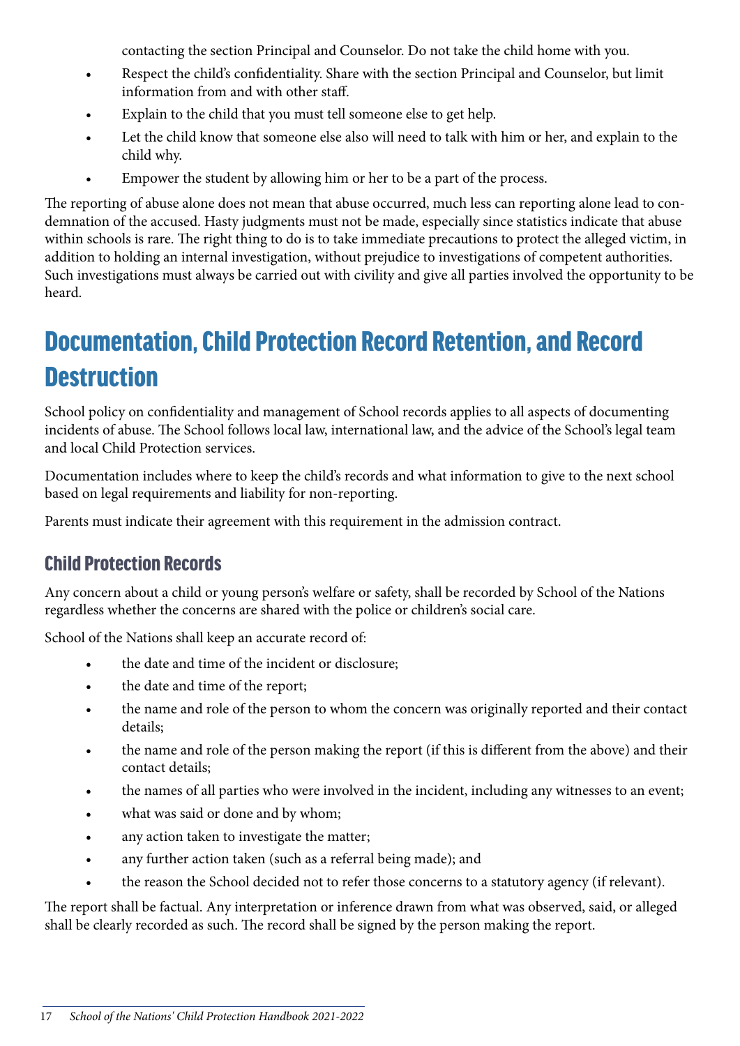contacting the section Principal and Counselor. Do not take the child home with you.

- Respect the child's confidentiality. Share with the section Principal and Counselor, but limit information from and with other staff.
- Explain to the child that you must tell someone else to get help.
- Let the child know that someone else also will need to talk with him or her, and explain to the child why.
- Empower the student by allowing him or her to be a part of the process.

The reporting of abuse alone does not mean that abuse occurred, much less can reporting alone lead to condemnation of the accused. Hasty judgments must not be made, especially since statistics indicate that abuse within schools is rare. The right thing to do is to take immediate precautions to protect the alleged victim, in addition to holding an internal investigation, without prejudice to investigations of competent authorities. Such investigations must always be carried out with civility and give all parties involved the opportunity to be heard.

# Documentation, Child Protection Record Retention, and Record Destruction

School policy on confidentiality and management of School records applies to all aspects of documenting incidents of abuse. The School follows local law, international law, and the advice of the School's legal team and local Child Protection services.

Documentation includes where to keep the child's records and what information to give to the next school based on legal requirements and liability for non-reporting.

Parents must indicate their agreement with this requirement in the admission contract.

## Child Protection Records

Any concern about a child or young person's welfare or safety, shall be recorded by School of the Nations regardless whether the concerns are shared with the police or children's social care.

School of the Nations shall keep an accurate record of:

- the date and time of the incident or disclosure;
- the date and time of the report;
- the name and role of the person to whom the concern was originally reported and their contact details;
- the name and role of the person making the report (if this is different from the above) and their contact details;
- the names of all parties who were involved in the incident, including any witnesses to an event;
- what was said or done and by whom;
- any action taken to investigate the matter;
- any further action taken (such as a referral being made); and
- the reason the School decided not to refer those concerns to a statutory agency (if relevant).

The report shall be factual. Any interpretation or inference drawn from what was observed, said, or alleged shall be clearly recorded as such. The record shall be signed by the person making the report.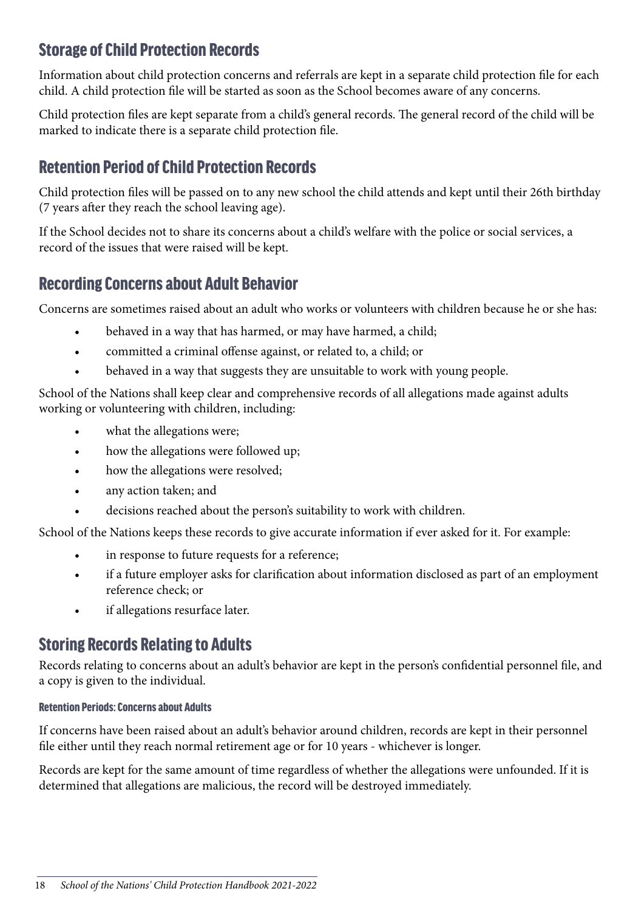## Storage of Child Protection Records

Information about child protection concerns and referrals are kept in a separate child protection file for each child. A child protection file will be started as soon as the School becomes aware of any concerns.

Child protection files are kept separate from a child's general records. The general record of the child will be marked to indicate there is a separate child protection file.

## Retention Period of Child Protection Records

Child protection files will be passed on to any new school the child attends and kept until their 26th birthday (7 years after they reach the school leaving age).

If the School decides not to share its concerns about a child's welfare with the police or social services, a record of the issues that were raised will be kept.

## Recording Concerns about Adult Behavior

Concerns are sometimes raised about an adult who works or volunteers with children because he or she has:

- behaved in a way that has harmed, or may have harmed, a child;
- committed a criminal offense against, or related to, a child; or
- behaved in a way that suggests they are unsuitable to work with young people.

School of the Nations shall keep clear and comprehensive records of all allegations made against adults working or volunteering with children, including:

- what the allegations were;
- how the allegations were followed up;
- how the allegations were resolved;
- any action taken; and
- decisions reached about the person's suitability to work with children.

School of the Nations keeps these records to give accurate information if ever asked for it. For example:

- in response to future requests for a reference;
- if a future employer asks for clarification about information disclosed as part of an employment reference check; or
- if allegations resurface later.

## Storing Records Relating to Adults

Records relating to concerns about an adult's behavior are kept in the person's confidential personnel file, and a copy is given to the individual.

#### Retention Periods: Concerns about Adults

If concerns have been raised about an adult's behavior around children, records are kept in their personnel file either until they reach normal retirement age or for 10 years - whichever is longer.

Records are kept for the same amount of time regardless of whether the allegations were unfounded. If it is determined that allegations are malicious, the record will be destroyed immediately.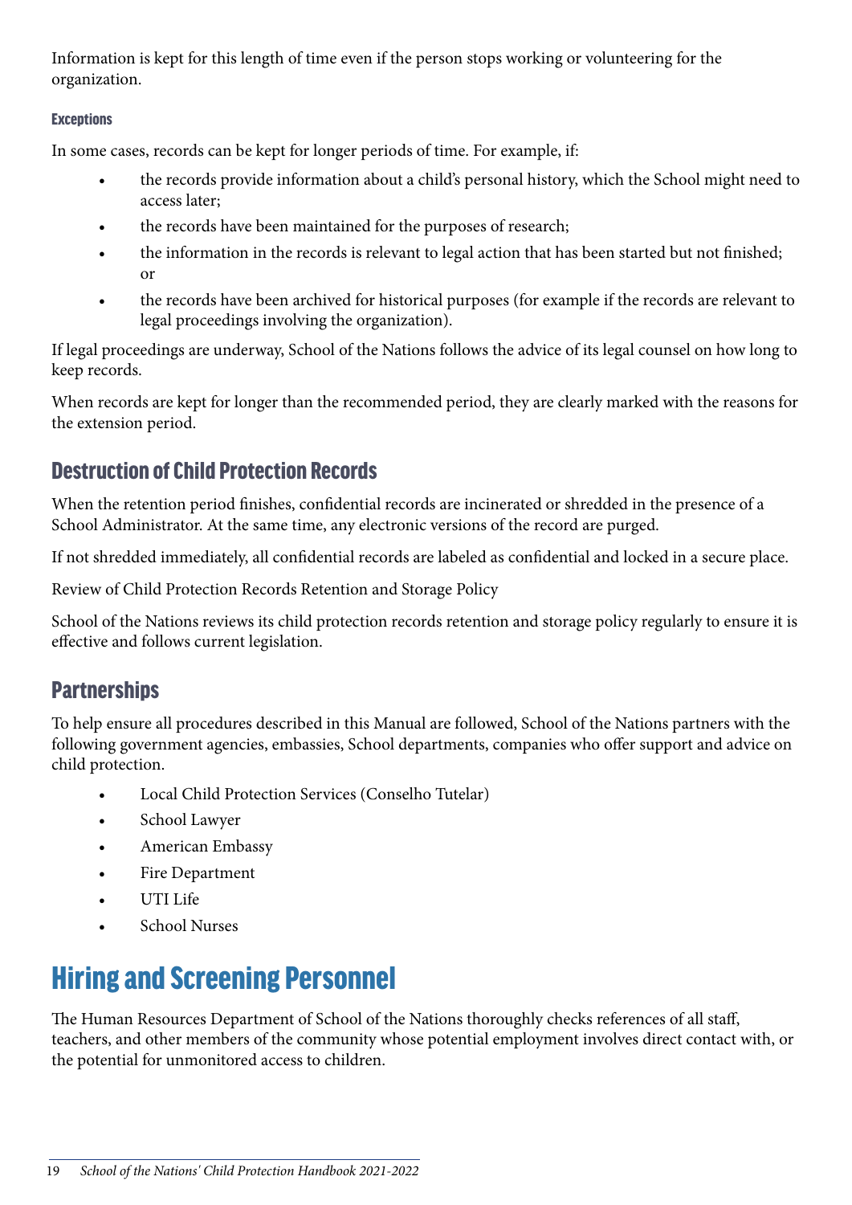Information is kept for this length of time even if the person stops working or volunteering for the organization.

#### Exceptions

In some cases, records can be kept for longer periods of time. For example, if:

- the records provide information about a child's personal history, which the School might need to access later;
- the records have been maintained for the purposes of research;
- the information in the records is relevant to legal action that has been started but not finished; or
- the records have been archived for historical purposes (for example if the records are relevant to legal proceedings involving the organization).

If legal proceedings are underway, School of the Nations follows the advice of its legal counsel on how long to keep records.

When records are kept for longer than the recommended period, they are clearly marked with the reasons for the extension period.

## Destruction of Child Protection Records

When the retention period finishes, confidential records are incinerated or shredded in the presence of a School Administrator. At the same time, any electronic versions of the record are purged.

If not shredded immediately, all confidential records are labeled as confidential and locked in a secure place.

Review of Child Protection Records Retention and Storage Policy

School of the Nations reviews its child protection records retention and storage policy regularly to ensure it is effective and follows current legislation.

## Partnerships

To help ensure all procedures described in this Manual are followed, School of the Nations partners with the following government agencies, embassies, School departments, companies who offer support and advice on child protection.

- Local Child Protection Services (Conselho Tutelar)
- School Lawyer
- American Embassy
- Fire Department
- UTI Life
- School Nurses

# Hiring and Screening Personnel

The Human Resources Department of School of the Nations thoroughly checks references of all staff, teachers, and other members of the community whose potential employment involves direct contact with, or the potential for unmonitored access to children.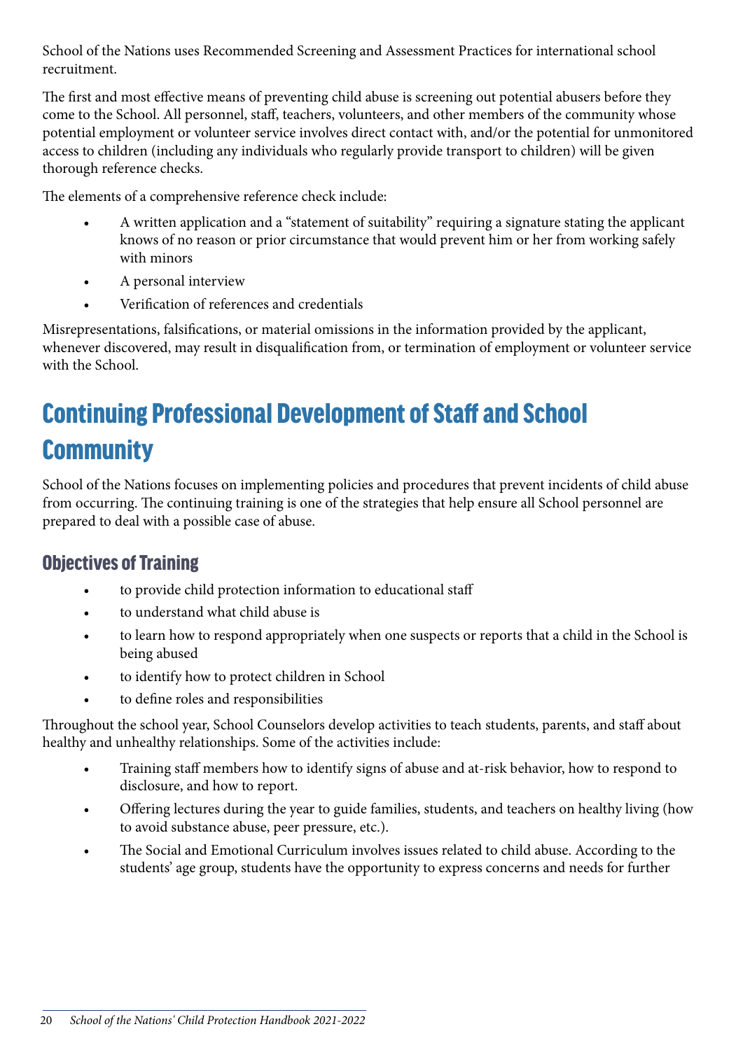School of the Nations uses Recommended Screening and Assessment Practices for international school recruitment.

The first and most effective means of preventing child abuse is screening out potential abusers before they come to the School. All personnel, staff, teachers, volunteers, and other members of the community whose potential employment or volunteer service involves direct contact with, and/or the potential for unmonitored access to children (including any individuals who regularly provide transport to children) will be given thorough reference checks.

The elements of a comprehensive reference check include:

- A written application and a "statement of suitability" requiring a signature stating the applicant knows of no reason or prior circumstance that would prevent him or her from working safely with minors
- A personal interview
- Verification of references and credentials

Misrepresentations, falsifications, or material omissions in the information provided by the applicant, whenever discovered, may result in disqualification from, or termination of employment or volunteer service with the School.

## Continuing Professional Development of Staff and School Community

School of the Nations focuses on implementing policies and procedures that prevent incidents of child abuse from occurring. The continuing training is one of the strategies that help ensure all School personnel are prepared to deal with a possible case of abuse.

### Objectives of Training

- to provide child protection information to educational staff
- to understand what child abuse is
- to learn how to respond appropriately when one suspects or reports that a child in the School is being abused
- to identify how to protect children in School
- to define roles and responsibilities

Throughout the school year, School Counselors develop activities to teach students, parents, and staff about healthy and unhealthy relationships. Some of the activities include:

- Training staff members how to identify signs of abuse and at-risk behavior, how to respond to disclosure, and how to report.
- Offering lectures during the year to guide families, students, and teachers on healthy living (how to avoid substance abuse, peer pressure, etc.).
- The Social and Emotional Curriculum involves issues related to child abuse. According to the students' age group, students have the opportunity to express concerns and needs for further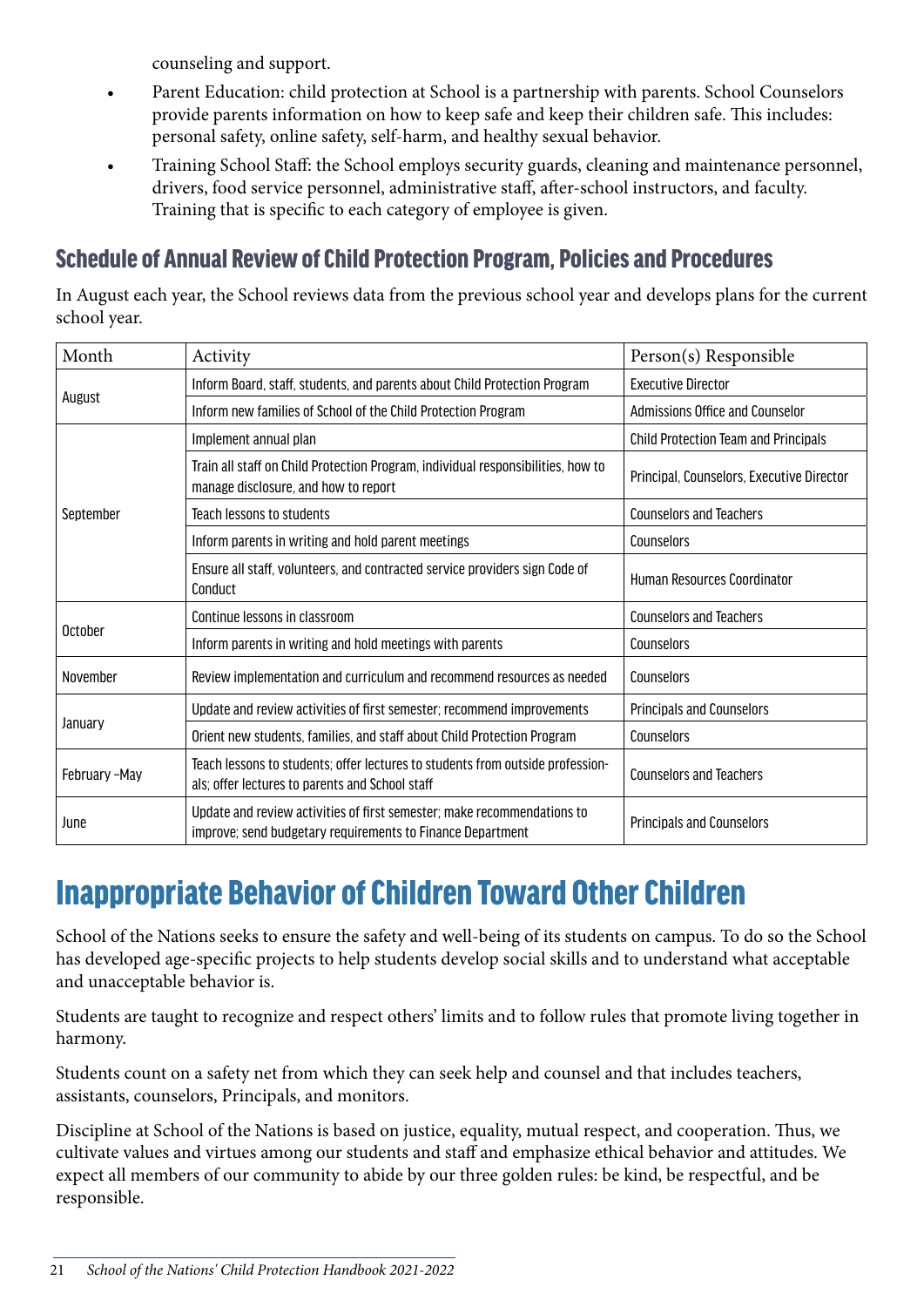counseling and support.

- Parent Education: child protection at School is a partnership with parents. School Counselors provide parents information on how to keep safe and keep their children safe. This includes: personal safety, online safety, self-harm, and healthy sexual behavior.
- Training School Staff: the School employs security guards, cleaning and maintenance personnel, drivers, food service personnel, administrative staff, after-school instructors, and faculty. Training that is specific to each category of employee is given.

## Schedule of Annual Review of Child Protection Program, Policies and Procedures

In August each year, the School reviews data from the previous school year and develops plans for the current school year.

| Month | Activity | Person(s) Responsible |
|---|---|---|
| August | Inform Board, staff, students, and parents about Child Protection Program | Executive Director |
| | Inform new families of School of the Child Protection Program | Admissions Office and Counselor |
| September | Implement annual plan | Child Protection Team and Principals |
| | Train all staff on Child Protection Program, individual responsibilities, how to manage disclosure, and how to report | Principal, Counselors, Executive Director |
| | Teach lessons to students | Counselors and Teachers |
| | Inform parents in writing and hold parent meetings | Counselors |
| | Ensure all staff, volunteers, and contracted service providers sign Code of Conduct | Human Resources Coordinator |
| October | Continue lessons in classroom | Counselors and Teachers |
| | Inform parents in writing and hold meetings with parents | Counselors |
| November | Review implementation and curriculum and recommend resources as needed | Counselors |
| January | Update and review activities of first semester; recommend improvements | Principals and Counselors |
| | Orient new students, families, and staff about Child Protection Program | Counselors |
| February –May | Teach lessons to students; offer lectures to students from outside professionals; offer lectures to parents and School staff | Counselors and Teachers |
| June | Update and review activities of first semester; make recommendations to improve; send budgetary requirements to Finance Department | Principals and Counselors |

# Inappropriate Behavior of Children Toward Other Children

School of the Nations seeks to ensure the safety and well-being of its students on campus. To do so the School has developed age-specific projects to help students develop social skills and to understand what acceptable and unacceptable behavior is.

Students are taught to recognize and respect others' limits and to follow rules that promote living together in harmony.

Students count on a safety net from which they can seek help and counsel and that includes teachers, assistants, counselors, Principals, and monitors.

Discipline at School of the Nations is based on justice, equality, mutual respect, and cooperation. Thus, we cultivate values and virtues among our students and staff and emphasize ethical behavior and attitudes. We expect all members of our community to abide by our three golden rules: be kind, be respectful, and be responsible.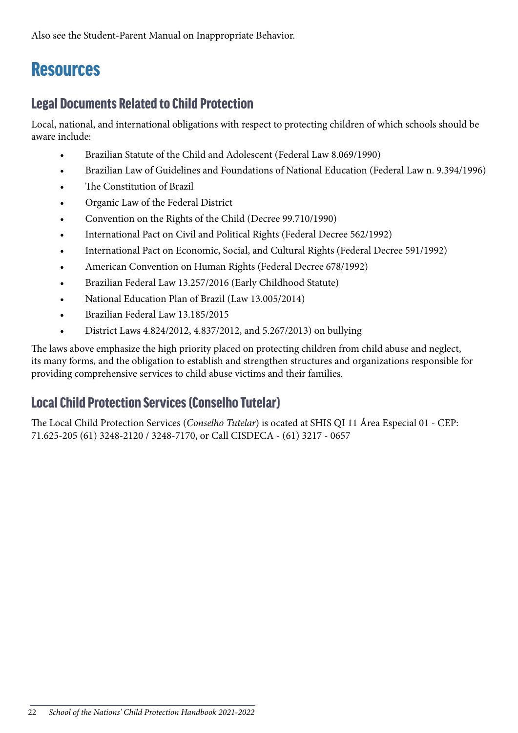Also see the Student-Parent Manual on Inappropriate Behavior.

# Resources

## Legal Documents Related to Child Protection

Local, national, and international obligations with respect to protecting children of which schools should be aware include:

- Brazilian Statute of the Child and Adolescent (Federal Law 8.069/1990)
- Brazilian Law of Guidelines and Foundations of National Education (Federal Law n. 9.394/1996)
- The Constitution of Brazil
- Organic Law of the Federal District
- Convention on the Rights of the Child (Decree 99.710/1990)
- International Pact on Civil and Political Rights (Federal Decree 562/1992)
- International Pact on Economic, Social, and Cultural Rights (Federal Decree 591/1992)
- American Convention on Human Rights (Federal Decree 678/1992)
- Brazilian Federal Law 13.257/2016 (Early Childhood Statute)
- National Education Plan of Brazil (Law 13.005/2014)
- Brazilian Federal Law 13.185/2015
- District Laws 4.824/2012, 4.837/2012, and 5.267/2013) on bullying

The laws above emphasize the high priority placed on protecting children from child abuse and neglect, its many forms, and the obligation to establish and strengthen structures and organizations responsible for providing comprehensive services to child abuse victims and their families.

## Local Child Protection Services (Conselho Tutelar)

The Local Child Protection Services (*Conselho Tutelar*) is ocated at SHIS QI 11 Área Especial 01 - CEP: 71.625-205 (61) 3248-2120 / 3248-7170, or Call CISDECA - (61) 3217 - 0657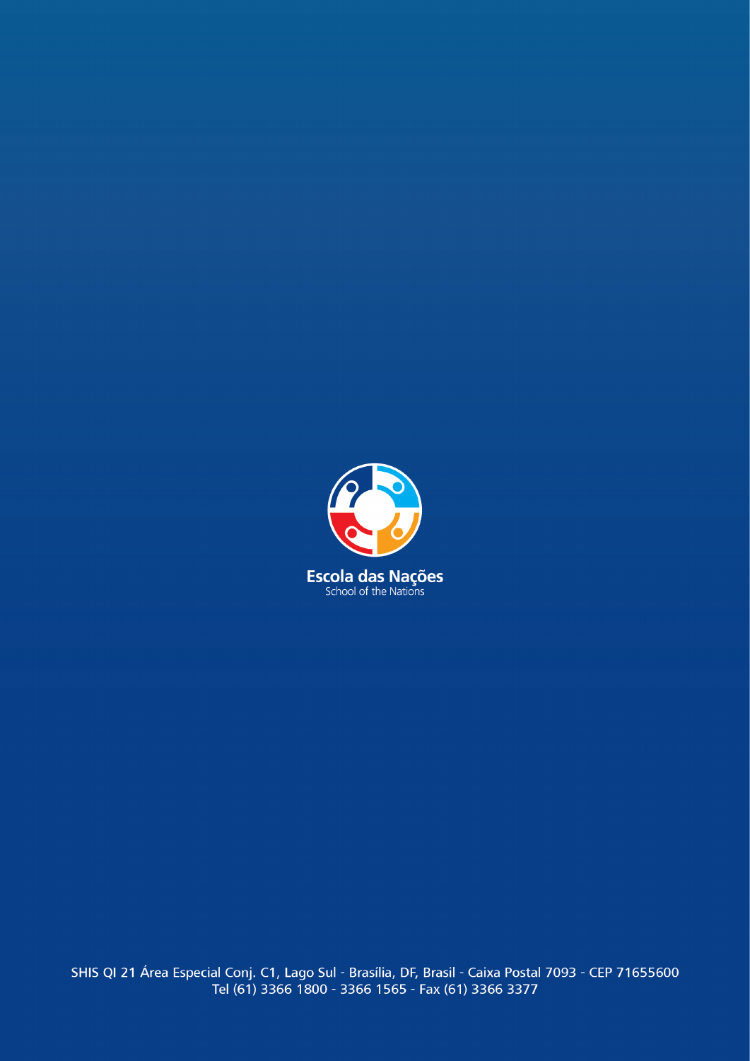Escola das Nações

School of the Nations

SHIS QI 21 Área Especial Conj. C1, Lago Sul - Brasília, DF, Brasil - Caixa Postal 7093 - CEP 71655600

Tel (61) 3366 1800 - 3366 1565 - Fax (61) 3366 3377